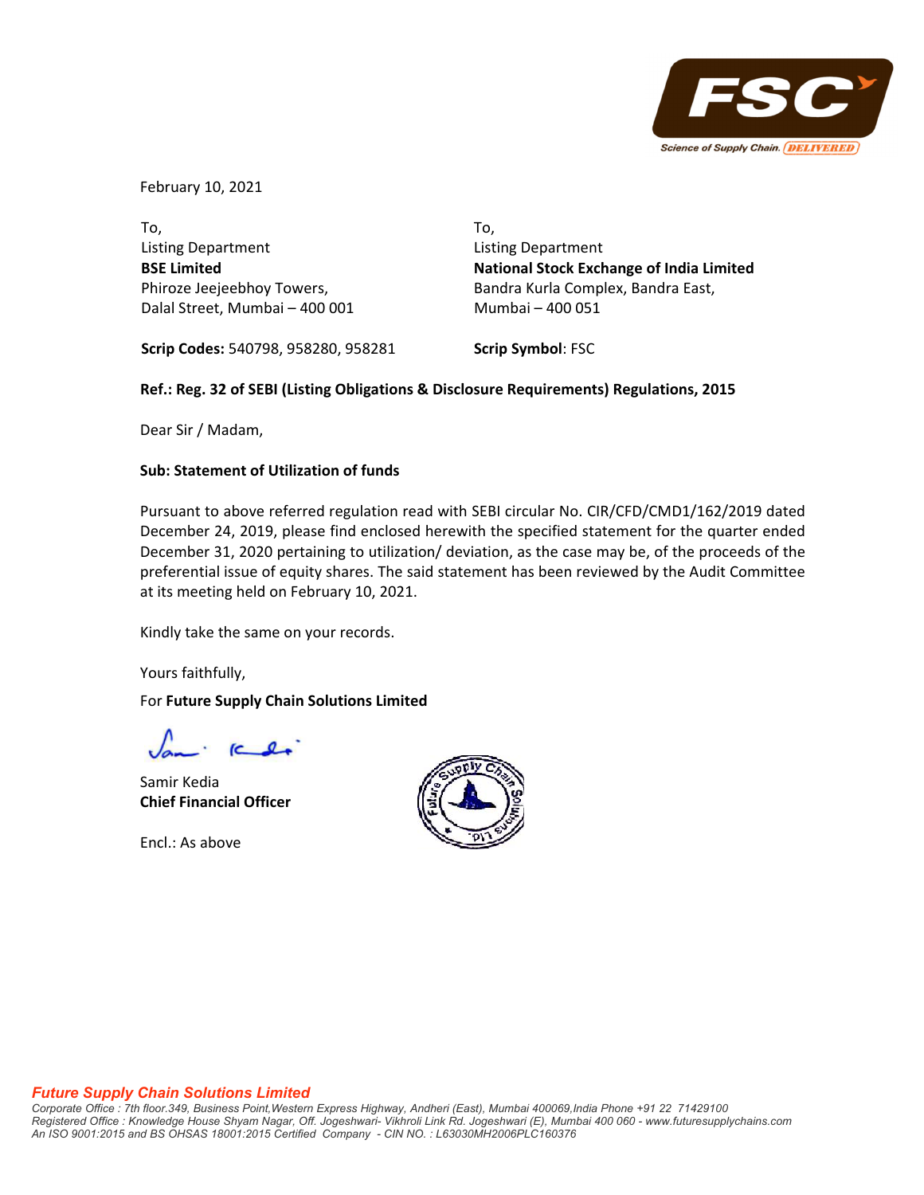February 10, 2021

To,
Listing Department
**BSE Limited**
Phiroze Jeejeebhoy Towers,
Dalal Street, Mumbai – 400 001

**Scrip Codes:** 540798, 958280, 958281

To,
Listing Department
**National Stock Exchange of India Limited**
Bandra Kurla Complex, Bandra East,
Mumbai – 400 051

**Scrip Symbol**: FSC

**Ref.: Reg. 32 of SEBI (Listing Obligations & Disclosure Requirements) Regulations, 2015**

Dear Sir / Madam,

**Sub: Statement of Utilization of funds**

Pursuant to above referred regulation read with SEBI circular No. CIR/CFD/CMD1/162/2019 dated December 24, 2019, please find enclosed herewith the specified statement for the quarter ended December 31, 2020 pertaining to utilization/ deviation, as the case may be, of the proceeds of the preferential issue of equity shares. The said statement has been reviewed by the Audit Committee at its meeting held on February 10, 2021.

Kindly take the same on your records.

Yours faithfully,

For **Future Supply Chain Solutions Limited**

Samir Kedia
**Chief Financial Officer**

Encl.: As above

***Future Supply Chain Solutions Limited***
*Corporate Office : 7th floor.349, Business Point,Western Express Highway, Andheri (East), Mumbai 400069,India Phone +91 22 71429100*
*Registered Office : Knowledge House Shyam Nagar, Off. Jogeshwari- Vikhroli Link Rd. Jogeshwari (E), Mumbai 400 060 - www.futuresupplychains.com*
*An ISO 9001:2015 and BS OHSAS 18001:2015 Certified Company - CIN NO. : L63030MH2006PLC160376*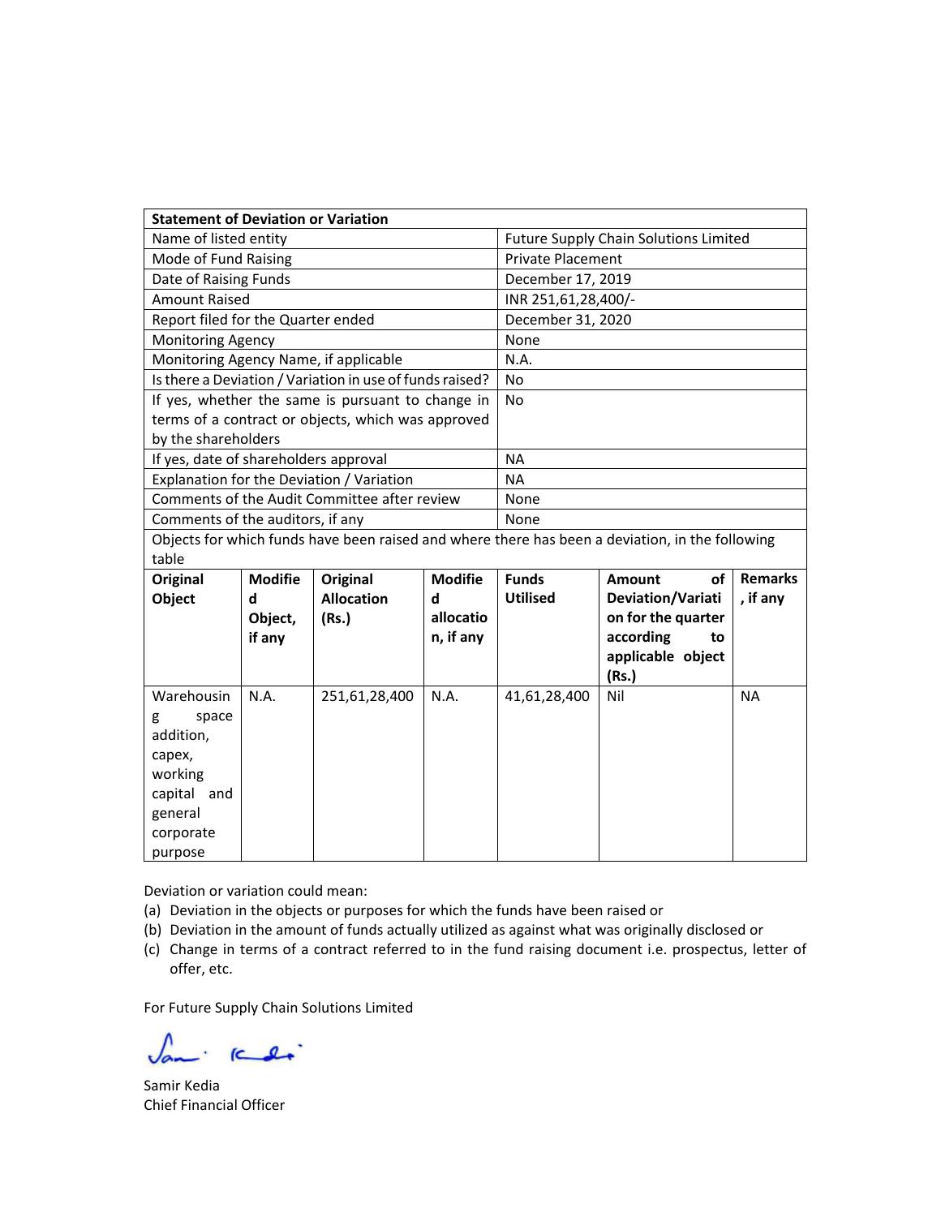| **Statement of Deviation or Variation** | |
|---|---|
| Name of listed entity | Future Supply Chain Solutions Limited |
| Mode of Fund Raising | Private Placement |
| Date of Raising Funds | December 17, 2019 |
| Amount Raised | INR 251,61,28,400/- |
| Report filed for the Quarter ended | December 31, 2020 |
| Monitoring Agency | None |
| Monitoring Agency Name, if applicable | N.A. |
| Is there a Deviation / Variation in use of funds raised? | No |
| If yes, whether the same is pursuant to change in terms of a contract or objects, which was approved by the shareholders | No |
| If yes, date of shareholders approval | NA |
| Explanation for the Deviation / Variation | NA |
| Comments of the Audit Committee after review | None |
| Comments of the auditors, if any | None |

Objects for which funds have been raised and where there has been a deviation, in the following table

| **Original Object** | **Modified Object, if any** | **Original Allocation (Rs.)** | **Modified allocation, if any** | **Funds Utilised** | **Amount of Deviation/Variation for the quarter according to applicable object (Rs.)** | **Remarks, if any** |
|---|---|---|---|---|---|---|
| Warehousing space addition, capex, working capital and general corporate purpose | N.A. | 251,61,28,400 | N.A. | 41,61,28,400 | Nil | NA |

Deviation or variation could mean:

(a) Deviation in the objects or purposes for which the funds have been raised or
(b) Deviation in the amount of funds actually utilized as against what was originally disclosed or
(c) Change in terms of a contract referred to in the fund raising document i.e. prospectus, letter of offer, etc.

For Future Supply Chain Solutions Limited

Samir Kedia
Chief Financial Officer